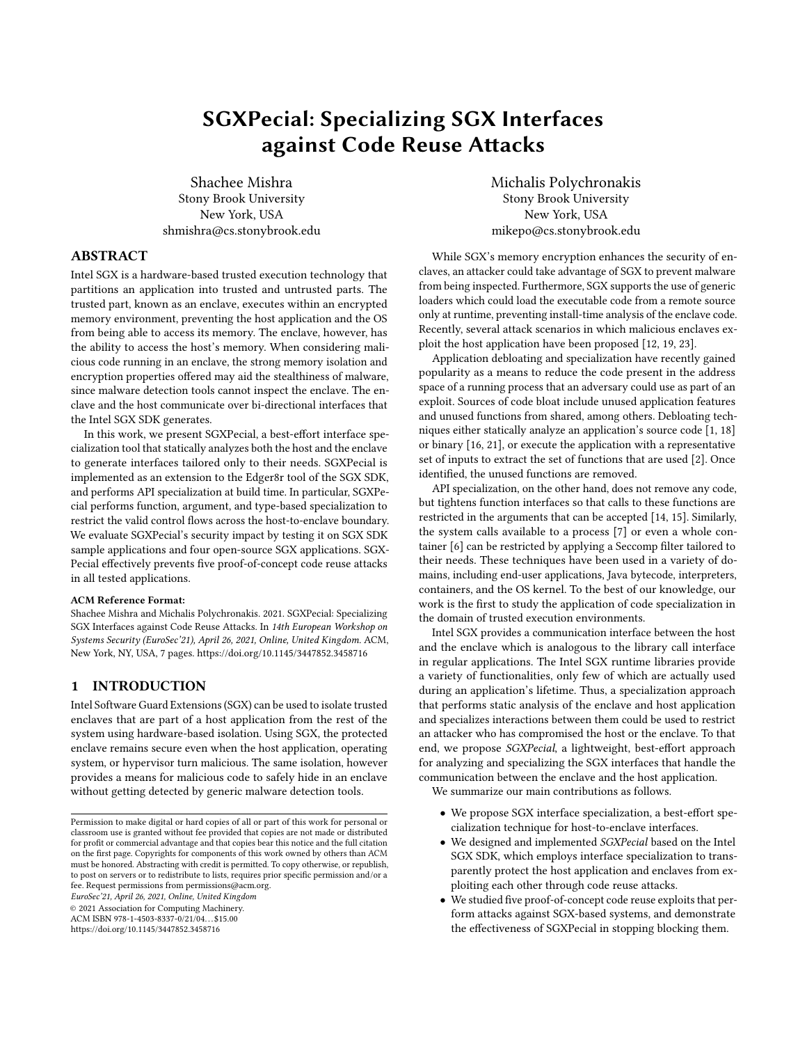# SGXPecial: Specializing SGX Interfaces against Code Reuse Attacks

Shachee Mishra
Stony Brook University
New York, USA
shmishra@cs.stonybrook.edu

Michalis Polychronakis
Stony Brook University
New York, USA
mikepo@cs.stonybrook.edu

## ABSTRACT

Intel SGX is a hardware-based trusted execution technology that partitions an application into trusted and untrusted parts. The trusted part, known as an enclave, executes within an encrypted memory environment, preventing the host application and the OS from being able to access its memory. The enclave, however, has the ability to access the host's memory. When considering malicious code running in an enclave, the strong memory isolation and encryption properties offered may aid the stealthiness of malware, since malware detection tools cannot inspect the enclave. The enclave and the host communicate over bi-directional interfaces that the Intel SGX SDK generates.

In this work, we present SGXPecial, a best-effort interface specialization tool that statically analyzes both the host and the enclave to generate interfaces tailored only to their needs. SGXPecial is implemented as an extension to the Edger8r tool of the SGX SDK, and performs API specialization at build time. In particular, SGXPecial performs function, argument, and type-based specialization to restrict the valid control flows across the host-to-enclave boundary. We evaluate SGXPecial's security impact by testing it on SGX SDK sample applications and four open-source SGX applications. SGXPecial effectively prevents five proof-of-concept code reuse attacks in all tested applications.

#### ACM Reference Format:

Shachee Mishra and Michalis Polychronakis. 2021. SGXPecial: Specializing SGX Interfaces against Code Reuse Attacks. In *14th European Workshop on Systems Security (EuroSec'21), April 26, 2021, Online, United Kingdom.* ACM, New York, NY, USA, 7 pages. https://doi.org/10.1145/3447852.3458716

## 1 INTRODUCTION

Intel Software Guard Extensions (SGX) can be used to isolate trusted enclaves that are part of a host application from the rest of the system using hardware-based isolation. Using SGX, the protected enclave remains secure even when the host application, operating system, or hypervisor turn malicious. The same isolation, however provides a means for malicious code to safely hide in an enclave without getting detected by generic malware detection tools.

While SGX's memory encryption enhances the security of enclaves, an attacker could take advantage of SGX to prevent malware from being inspected. Furthermore, SGX supports the use of generic loaders which could load the executable code from a remote source only at runtime, preventing install-time analysis of the enclave code. Recently, several attack scenarios in which malicious enclaves exploit the host application have been proposed [12, 19, 23].

Application debloating and specialization have recently gained popularity as a means to reduce the code present in the address space of a running process that an adversary could use as part of an exploit. Sources of code bloat include unused application features and unused functions from shared, among others. Debloating techniques either statically analyze an application's source code [1, 18] or binary [16, 21], or execute the application with a representative set of inputs to extract the set of functions that are used [2]. Once identified, the unused functions are removed.

API specialization, on the other hand, does not remove any code, but tightens function interfaces so that calls to these functions are restricted in the arguments that can be accepted [14, 15]. Similarly, the system calls available to a process [7] or even a whole container [6] can be restricted by applying a Seccomp filter tailored to their needs. These techniques have been used in a variety of domains, including end-user applications, Java bytecode, interpreters, containers, and the OS kernel. To the best of our knowledge, our work is the first to study the application of code specialization in the domain of trusted execution environments.

Intel SGX provides a communication interface between the host and the enclave which is analogous to the library call interface in regular applications. The Intel SGX runtime libraries provide a variety of functionalities, only few of which are actually used during an application's lifetime. Thus, a specialization approach that performs static analysis of the enclave and host application and specializes interactions between them could be used to restrict an attacker who has compromised the host or the enclave. To that end, we propose *SGXPecial*, a lightweight, best-effort approach for analyzing and specializing the SGX interfaces that handle the communication between the enclave and the host application.

We summarize our main contributions as follows.

- We propose SGX interface specialization, a best-effort specialization technique for host-to-enclave interfaces.
- We designed and implemented *SGXPecial* based on the Intel SGX SDK, which employs interface specialization to transparently protect the host application and enclaves from exploiting each other through code reuse attacks.
- We studied five proof-of-concept code reuse exploits that perform attacks against SGX-based systems, and demonstrate the effectiveness of SGXPecial in stopping blocking them.

Permission to make digital or hard copies of all or part of this work for personal or classroom use is granted without fee provided that copies are not made or distributed for profit or commercial advantage and that copies bear this notice and the full citation on the first page. Copyrights for components of this work owned by others than ACM must be honored. Abstracting with credit is permitted. To copy otherwise, or republish, to post on servers or to redistribute to lists, requires prior specific permission and/or a fee. Request permissions from permissions@acm.org.
*EuroSec'21, April 26, 2021, Online, United Kingdom*
© 2021 Association for Computing Machinery.
ACM ISBN 978-1-4503-8337-0/21/04...$15.00
https://doi.org/10.1145/3447852.3458716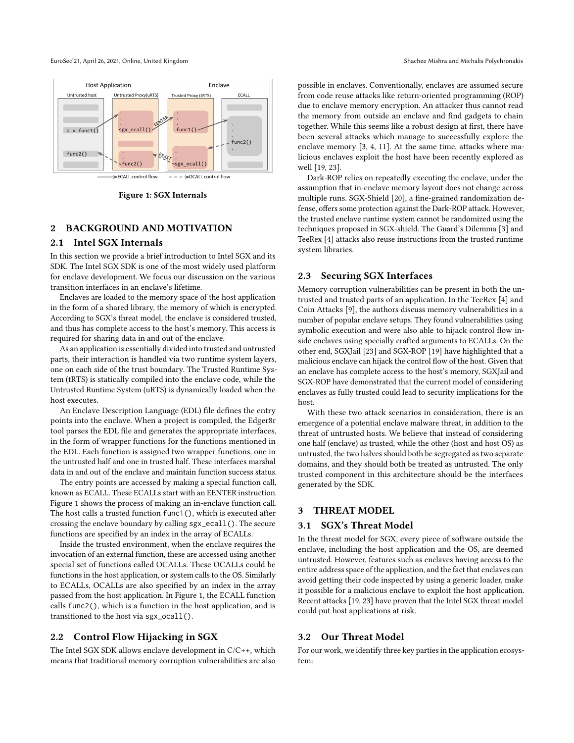Figure 1: SGX Internals

## 2 BACKGROUND AND MOTIVATION

### 2.1 Intel SGX Internals

In this section we provide a brief introduction to Intel SGX and its SDK. The Intel SGX SDK is one of the most widely used platform for enclave development. We focus our discussion on the various transition interfaces in an enclave's lifetime.

Enclaves are loaded to the memory space of the host application in the form of a shared library, the memory of which is encrypted. According to SGX's threat model, the enclave is considered trusted, and thus has complete access to the host's memory. This access is required for sharing data in and out of the enclave.

As an application is essentially divided into trusted and untrusted parts, their interaction is handled via two runtime system layers, one on each side of the trust boundary. The Trusted Runtime System (tRTS) is statically compiled into the enclave code, while the Untrusted Runtime System (uRTS) is dynamically loaded when the host executes.

An Enclave Description Language (EDL) file defines the entry points into the enclave. When a project is compiled, the Edger8r tool parses the EDL file and generates the appropriate interfaces, in the form of wrapper functions for the functions mentioned in the EDL. Each function is assigned two wrapper functions, one in the untrusted half and one in trusted half. These interfaces marshal data in and out of the enclave and maintain function success status.

The entry points are accessed by making a special function call, known as ECALL. These ECALLs start with an EENTER instruction. Figure 1 shows the process of making an in-enclave function call. The host calls a trusted function `func1()`, which is executed after crossing the enclave boundary by calling `sgx_ecall()`. The secure functions are specified by an index in the array of ECALLs.

Inside the trusted environment, when the enclave requires the invocation of an external function, these are accessed using another special set of functions called OCALLs. These OCALLs could be functions in the host application, or system calls to the OS. Similarly to ECALLs, OCALLs are also specified by an index in the array passed from the host application. In Figure 1, the ECALL function calls `func2()`, which is a function in the host application, and is transitioned to the host via `sgx_ocall()`.

### 2.2 Control Flow Hijacking in SGX

The Intel SGX SDK allows enclave development in C/C++, which means that traditional memory corruption vulnerabilities are also possible in enclaves. Conventionally, enclaves are assumed secure from code reuse attacks like return-oriented programming (ROP) due to enclave memory encryption. An attacker thus cannot read the memory from outside an enclave and find gadgets to chain together. While this seems like a robust design at first, there have been several attacks which manage to successfully explore the enclave memory [3, 4, 11]. At the same time, attacks where malicious enclaves exploit the host have been recently explored as well [19, 23].

Dark-ROP relies on repeatedly executing the enclave, under the assumption that in-enclave memory layout does not change across multiple runs. SGX-Shield [20], a fine-grained randomization defense, offers some protection against the Dark-ROP attack. However, the trusted enclave runtime system cannot be randomized using the techniques proposed in SGX-shield. The Guard's Dilemma [3] and TeeRex [4] attacks also reuse instructions from the trusted runtime system libraries.

### 2.3 Securing SGX Interfaces

Memory corruption vulnerabilities can be present in both the untrusted and trusted parts of an application. In the TeeRex [4] and Coin Attacks [9], the authors discuss memory vulnerabilities in a number of popular enclave setups. They found vulnerabilities using symbolic execution and were also able to hijack control flow inside enclaves using specially crafted arguments to ECALLs. On the other end, SGXJail [23] and SGX-ROP [19] have highlighted that a malicious enclave can hijack the control flow of the host. Given that an enclave has complete access to the host's memory, SGXJail and SGX-ROP have demonstrated that the current model of considering enclaves as fully trusted could lead to security implications for the host.

With these two attack scenarios in consideration, there is an emergence of a potential enclave malware threat, in addition to the threat of untrusted hosts. We believe that instead of considering one half (enclave) as trusted, while the other (host and host OS) as untrusted, the two halves should both be segregated as two separate domains, and they should both be treated as untrusted. The only trusted component in this architecture should be the interfaces generated by the SDK.

## 3 THREAT MODEL

### 3.1 SGX's Threat Model

In the threat model for SGX, every piece of software outside the enclave, including the host application and the OS, are deemed untrusted. However, features such as enclaves having access to the entire address space of the application, and the fact that enclaves can avoid getting their code inspected by using a generic loader, make it possible for a malicious enclave to exploit the host application. Recent attacks [19, 23] have proven that the Intel SGX threat model could put host applications at risk.

### 3.2 Our Threat Model

For our work, we identify three key parties in the application ecosystem: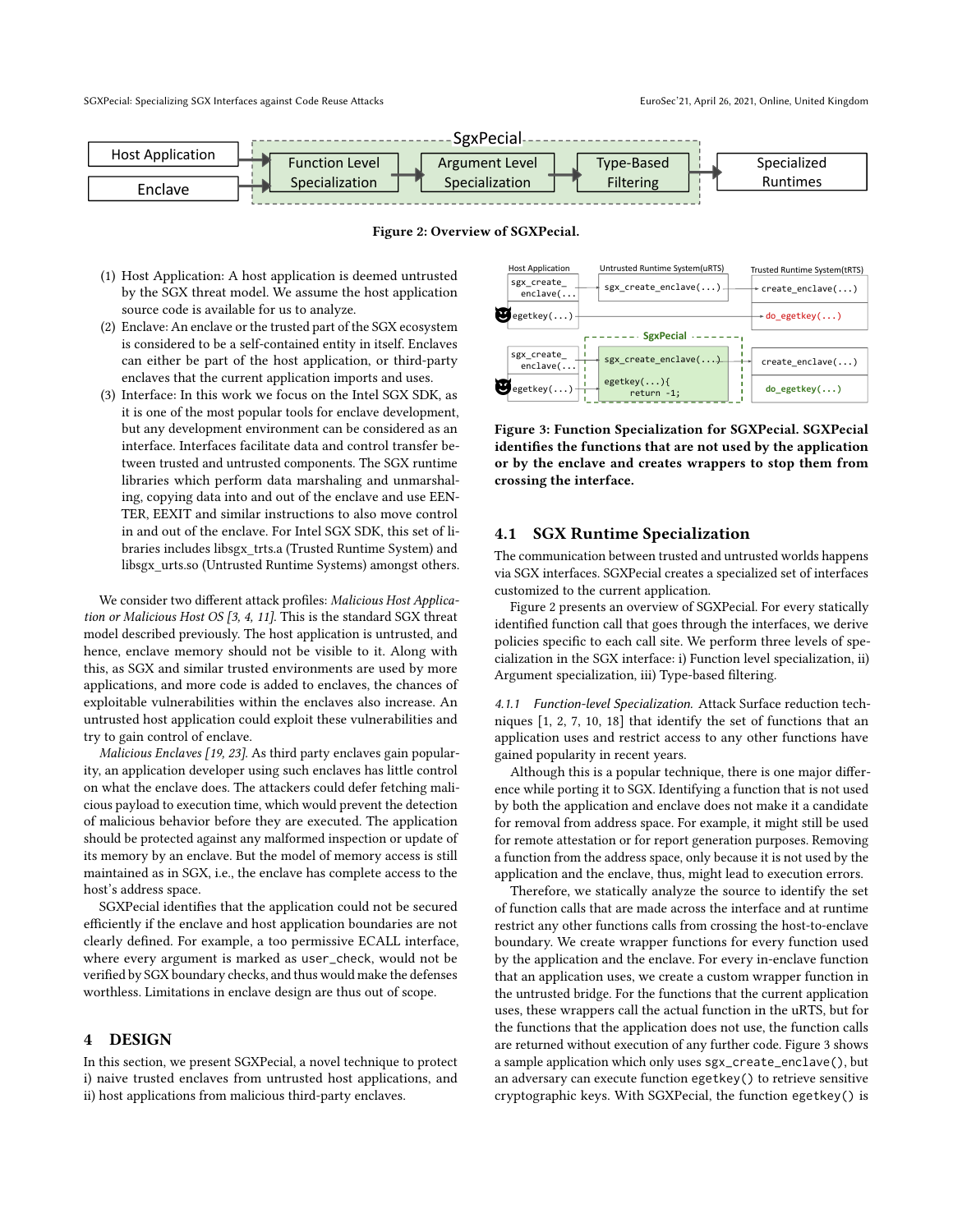Figure 2: Overview of SGXPecial.

1. Host Application: A host application is deemed untrusted by the SGX threat model. We assume the host application source code is available for us to analyze.
2. Enclave: An enclave or the trusted part of the SGX ecosystem is considered to be a self-contained entity in itself. Enclaves can either be part of the host application, or third-party enclaves that the current application imports and uses.
3. Interface: In this work we focus on the Intel SGX SDK, as it is one of the most popular tools for enclave development, but any development environment can be considered as an interface. Interfaces facilitate data and control transfer between trusted and untrusted components. The SGX runtime libraries which perform data marshaling and unmarshaling, copying data into and out of the enclave and use EENTER, EEXIT and similar instructions to also move control in and out of the enclave. For Intel SGX SDK, this set of libraries includes libsgx_trts.a (Trusted Runtime System) and libsgx_urts.so (Untrusted Runtime Systems) amongst others.

We consider two different attack profiles: *Malicious Host Application or Malicious Host OS [3, 4, 11]*. This is the standard SGX threat model described previously. The host application is untrusted, and hence, enclave memory should not be visible to it. Along with this, as SGX and similar trusted environments are used by more applications, and more code is added to enclaves, the chances of exploitable vulnerabilities within the enclaves also increase. An untrusted host application could exploit these vulnerabilities and try to gain control of enclave.

*Malicious Enclaves [19, 23]*. As third party enclaves gain popularity, an application developer using such enclaves has little control on what the enclave does. The attackers could defer fetching malicious payload to execution time, which would prevent the detection of malicious behavior before they are executed. The application should be protected against any malformed inspection or update of its memory by an enclave. But the model of memory access is still maintained as in SGX, i.e., the enclave has complete access to the host's address space.

SGXPecial identifies that the application could not be secured efficiently if the enclave and host application boundaries are not clearly defined. For example, a too permissive ECALL interface, where every argument is marked as `user_check`, would not be verified by SGX boundary checks, and thus would make the defenses worthless. Limitations in enclave design are thus out of scope.

# 4 DESIGN

In this section, we present SGXPecial, a novel technique to protect i) naive trusted enclaves from untrusted host applications, and ii) host applications from malicious third-party enclaves.

Figure 3: Function Specialization for SGXPecial. SGXPecial identifies the functions that are not used by the application or by the enclave and creates wrappers to stop them from crossing the interface.

## 4.1 SGX Runtime Specialization

The communication between trusted and untrusted worlds happens via SGX interfaces. SGXPecial creates a specialized set of interfaces customized to the current application.

Figure 2 presents an overview of SGXPecial. For every statically identified function call that goes through the interfaces, we derive policies specific to each call site. We perform three levels of specialization in the SGX interface: i) Function level specialization, ii) Argument specialization, iii) Type-based filtering.

*4.1.1 Function-level Specialization.* Attack Surface reduction techniques [1, 2, 7, 10, 18] that identify the set of functions that an application uses and restrict access to any other functions have gained popularity in recent years.

Although this is a popular technique, there is one major difference while porting it to SGX. Identifying a function that is not used by both the application and enclave does not make it a candidate for removal from address space. For example, it might still be used for remote attestation or for report generation purposes. Removing a function from the address space, only because it is not used by the application and the enclave, thus, might lead to execution errors.

Therefore, we statically analyze the source to identify the set of function calls that are made across the interface and at runtime restrict any other functions calls from crossing the host-to-enclave boundary. We create wrapper functions for every function used by the application and the enclave. For every in-enclave function that an application uses, we create a custom wrapper function in the untrusted bridge. For the functions that the current application uses, these wrappers call the actual function in the uRTS, but for the functions that the application does not use, the function calls are returned without execution of any further code. Figure 3 shows a sample application which only uses `sgx_create_enclave()`, but an adversary can execute function `egetkey()` to retrieve sensitive cryptographic keys. With SGXPecial, the function `egetkey()` is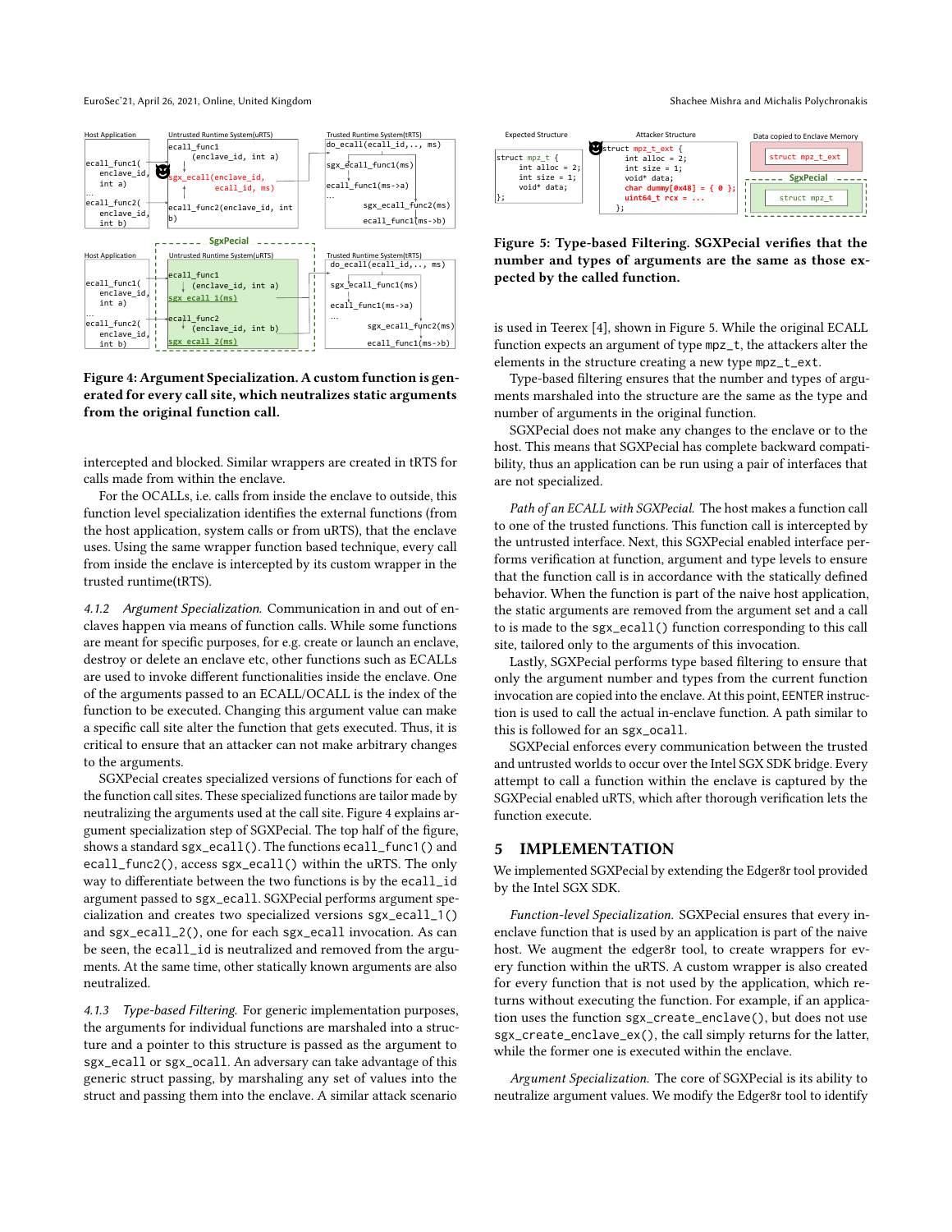**Figure 4: Argument Specialization. A custom function is generated for every call site, which neutralizes static arguments from the original function call.**

**Figure 5: Type-based Filtering. SGXPecial verifies that the number and types of arguments are the same as those expected by the called function.**

intercepted and blocked. Similar wrappers are created in tRTS for calls made from within the enclave.

For the OCALLs, i.e. calls from inside the enclave to outside, this function level specialization identifies the external functions (from the host application, system calls or from uRTS), that the enclave uses. Using the same wrapper function based technique, every call from inside the enclave is intercepted by its custom wrapper in the trusted runtime(tRTS).

*4.1.2 Argument Specialization.* Communication in and out of enclaves happen via means of function calls. While some functions are meant for specific purposes, for e.g. create or launch an enclave, destroy or delete an enclave etc, other functions such as ECALLs are used to invoke different functionalities inside the enclave. One of the arguments passed to an ECALL/OCALL is the index of the function to be executed. Changing this argument value can make a specific call site alter the function that gets executed. Thus, it is critical to ensure that an attacker can not make arbitrary changes to the arguments.

SGXPecial creates specialized versions of functions for each of the function call sites. These specialized functions are tailor made by neutralizing the arguments used at the call site. Figure 4 explains argument specialization step of SGXPecial. The top half of the figure, shows a standard `sgx_ecall()`. The functions `ecall_func1()` and `ecall_func2()`, access `sgx_ecall()` within the uRTS. The only way to differentiate between the two functions is by the `ecall_id` argument passed to `sgx_ecall`. SGXPecial performs argument specialization and creates two specialized versions `sgx_ecall_1()` and `sgx_ecall_2()`, one for each `sgx_ecall` invocation. As can be seen, the `ecall_id` is neutralized and removed from the arguments. At the same time, other statically known arguments are also neutralized.

*4.1.3 Type-based Filtering.* For generic implementation purposes, the arguments for individual functions are marshaled into a structure and a pointer to this structure is passed as the argument to `sgx_ecall` or `sgx_ocall`. An adversary can take advantage of this generic struct passing, by marshaling any set of values into the struct and passing them into the enclave. A similar attack scenario is used in Teerex [4], shown in Figure 5. While the original ECALL function expects an argument of type `mpz_t`, the attackers alter the elements in the structure creating a new type `mpz_t_ext`.

Type-based filtering ensures that the number and types of arguments marshaled into the structure are the same as the type and number of arguments in the original function.

SGXPecial does not make any changes to the enclave or to the host. This means that SGXPecial has complete backward compatibility, thus an application can be run using a pair of interfaces that are not specialized.

*Path of an ECALL with SGXPecial.* The host makes a function call to one of the trusted functions. This function call is intercepted by the untrusted interface. Next, this SGXPecial enabled interface performs verification at function, argument and type levels to ensure that the function call is in accordance with the statically defined behavior. When the function is part of the naive host application, the static arguments are removed from the argument set and a call to is made to the `sgx_ecall()` function corresponding to this call site, tailored only to the arguments of this invocation.

Lastly, SGXPecial performs type based filtering to ensure that only the argument number and types from the current function invocation are copied into the enclave. At this point, EENTER instruction is used to call the actual in-enclave function. A path similar to this is followed for an `sgx_ocall`.

SGXPecial enforces every communication between the trusted and untrusted worlds to occur over the Intel SGX SDK bridge. Every attempt to call a function within the enclave is captured by the SGXPecial enabled uRTS, which after thorough verification lets the function execute.

## 5 IMPLEMENTATION

We implemented SGXPecial by extending the Edger8r tool provided by the Intel SGX SDK.

*Function-level Specialization.* SGXPecial ensures that every in-enclave function that is used by an application is part of the naive host. We augment the edger8r tool, to create wrappers for every function within the uRTS. A custom wrapper is also created for every function that is not used by the application, which returns without executing the function. For example, if an application uses the function `sgx_create_enclave()`, but does not use `sgx_create_enclave_ex()`, the call simply returns for the latter, while the former one is executed within the enclave.

*Argument Specialization.* The core of SGXPecial is its ability to neutralize argument values. We modify the Edger8r tool to identify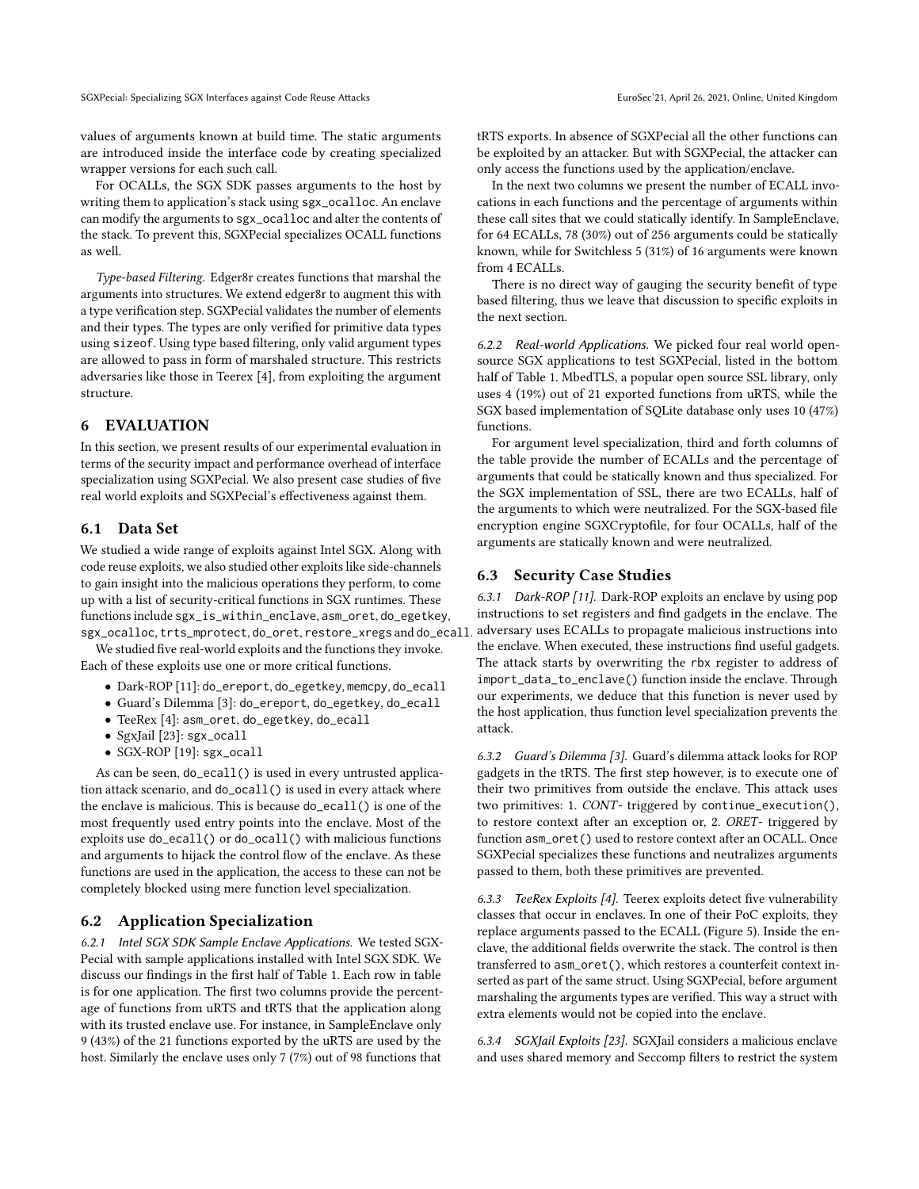values of arguments known at build time. The static arguments are introduced inside the interface code by creating specialized wrapper versions for each such call.

For OCALLs, the SGX SDK passes arguments to the host by writing them to application's stack using `sgx_ocalloc`. An enclave can modify the arguments to `sgx_ocalloc` and alter the contents of the stack. To prevent this, SGXPecial specializes OCALL functions as well.

*Type-based Filtering.* Edger8r creates functions that marshal the arguments into structures. We extend edger8r to augment this with a type verification step. SGXPecial validates the number of elements and their types. The types are only verified for primitive data types using `sizeof`. Using type based filtering, only valid argument types are allowed to pass in form of marshaled structure. This restricts adversaries like those in Teerex [4], from exploiting the argument structure.

# 6 EVALUATION

In this section, we present results of our experimental evaluation in terms of the security impact and performance overhead of interface specialization using SGXPecial. We also present case studies of five real world exploits and SGXPecial's effectiveness against them.

## 6.1 Data Set

We studied a wide range of exploits against Intel SGX. Along with code reuse exploits, we also studied other exploits like side-channels to gain insight into the malicious operations they perform, to come up with a list of security-critical functions in SGX runtimes. These functions include `sgx_is_within_enclave`, `asm_oret`, `do_egetkey`, `sgx_ocalloc`, `trts_mprotect`, `do_oret`, `restore_xregs` and `do_ecall`.

We studied five real-world exploits and the functions they invoke. Each of these exploits use one or more critical functions.

- Dark-ROP [11]: `do_ereport`, `do_egetkey`, `memcpy`, `do_ecall`
- Guard's Dilemma [3]: `do_ereport`, `do_egetkey`, `do_ecall`
- TeeRex [4]: `asm_oret`, `do_egetkey`, `do_ecall`
- SgxJail [23]: `sgx_ocall`
- SGX-ROP [19]: `sgx_ocall`

As can be seen, `do_ecall()` is used in every untrusted application attack scenario, and `do_ocall()` is used in every attack where the enclave is malicious. This is because `do_ecall()` is one of the most frequently used entry points into the enclave. Most of the exploits use `do_ecall()` or `do_ocall()` with malicious functions and arguments to hijack the control flow of the enclave. As these functions are used in the application, the access to these can not be completely blocked using mere function level specialization.

## 6.2 Application Specialization

*6.2.1 Intel SGX SDK Sample Enclave Applications.* We tested SGXPecial with sample applications installed with Intel SGX SDK. We discuss our findings in the first half of Table 1. Each row in table is for one application. The first two columns provide the percentage of functions from uRTS and tRTS that the application along with its trusted enclave use. For instance, in SampleEnclave only 9 (43%) of the 21 functions exported by the uRTS are used by the host. Similarly the enclave uses only 7 (7%) out of 98 functions that tRTS exports. In absence of SGXPecial all the other functions can be exploited by an attacker. But with SGXPecial, the attacker can only access the functions used by the application/enclave.

In the next two columns we present the number of ECALL invocations in each functions and the percentage of arguments within these call sites that we could statically identify. In SampleEnclave, for 64 ECALLs, 78 (30%) out of 256 arguments could be statically known, while for Switchless 5 (31%) of 16 arguments were known from 4 ECALLs.

There is no direct way of gauging the security benefit of type based filtering, thus we leave that discussion to specific exploits in the next section.

*6.2.2 Real-world Applications.* We picked four real world open-source SGX applications to test SGXPecial, listed in the bottom half of Table 1. MbedTLS, a popular open source SSL library, only uses 4 (19%) out of 21 exported functions from uRTS, while the SGX based implementation of SQLite database only uses 10 (47%) functions.

For argument level specialization, third and forth columns of the table provide the number of ECALLs and the percentage of arguments that could be statically known and thus specialized. For the SGX implementation of SSL, there are two ECALLs, half of the arguments to which were neutralized. For the SGX-based file encryption engine SGXCryptofile, for four OCALLs, half of the arguments are statically known and were neutralized.

## 6.3 Security Case Studies

*6.3.1 Dark-ROP [11].* Dark-ROP exploits an enclave by using `pop` instructions to set registers and find gadgets in the enclave. The adversary uses ECALLs to propagate malicious instructions into the enclave. When executed, these instructions find useful gadgets. The attack starts by overwriting the `rbx` register to address of `import_data_to_enclave()` function inside the enclave. Through our experiments, we deduce that this function is never used by the host application, thus function level specialization prevents the attack.

*6.3.2 Guard's Dilemma [3].* Guard's dilemma attack looks for ROP gadgets in the tRTS. The first step however, is to execute one of their two primitives from outside the enclave. This attack uses two primitives: 1. *CONT*- triggered by `continue_execution()`, to restore context after an exception or, 2. *ORET*- triggered by function `asm_oret()` used to restore context after an OCALL. Once SGXPecial specializes these functions and neutralizes arguments passed to them, both these primitives are prevented.

*6.3.3 TeeRex Exploits [4].* Teerex exploits detect five vulnerability classes that occur in enclaves. In one of their PoC exploits, they replace arguments passed to the ECALL (Figure 5). Inside the enclave, the additional fields overwrite the stack. The control is then transferred to `asm_oret()`, which restores a counterfeit context inserted as part of the same struct. Using SGXPecial, before argument marshaling the arguments types are verified. This way a struct with extra elements would not be copied into the enclave.

*6.3.4 SGXJail Exploits [23].* SGXJail considers a malicious enclave and uses shared memory and Seccomp filters to restrict the system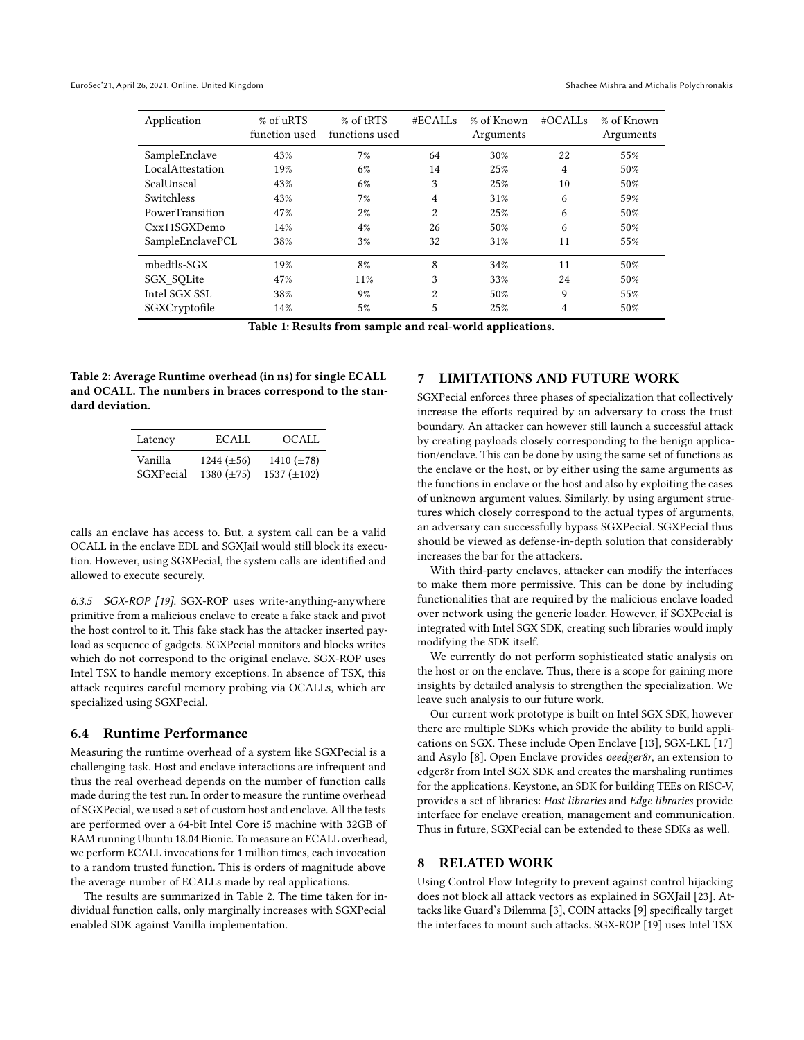| Application | % of uRTS function used | % of tRTS functions used | #ECALLs | % of Known Arguments | #OCALLs | % of Known Arguments |
|---|---|---|---|---|---|---|
| SampleEnclave | 43% | 7% | 64 | 30% | 22 | 55% |
| LocalAttestation | 19% | 6% | 14 | 25% | 4 | 50% |
| SealUnseal | 43% | 6% | 3 | 25% | 10 | 50% |
| Switchless | 43% | 7% | 4 | 31% | 6 | 59% |
| PowerTransition | 47% | 2% | 2 | 25% | 6 | 50% |
| Cxx11SGXDemo | 14% | 4% | 26 | 50% | 6 | 50% |
| SampleEnclavePCL | 38% | 3% | 32 | 31% | 11 | 55% |
| mbedtls-SGX | 19% | 8% | 8 | 34% | 11 | 50% |
| SGX_SQLite | 47% | 11% | 3 | 33% | 24 | 50% |
| Intel SGX SSL | 38% | 9% | 2 | 50% | 9 | 55% |
| SGXCryptofile | 14% | 5% | 5 | 25% | 4 | 50% |

**Table 1: Results from sample and real-world applications.**

**Table 2: Average Runtime overhead (in ns) for single ECALL and OCALL. The numbers in braces correspond to the standard deviation.**

| Latency | ECALL | OCALL |
|---|---|---|
| Vanilla | 1244 (±56) | 1410 (±78) |
| SGXPecial | 1380 (±75) | 1537 (±102) |

calls an enclave has access to. But, a system call can be a valid OCALL in the enclave EDL and SGXJail would still block its execution. However, using SGXPecial, the system calls are identified and allowed to execute securely.

*6.3.5 SGX-ROP [19].* SGX-ROP uses write-anything-anywhere primitive from a malicious enclave to create a fake stack and pivot the host control to it. This fake stack has the attacker inserted payload as sequence of gadgets. SGXPecial monitors and blocks writes which do not correspond to the original enclave. SGX-ROP uses Intel TSX to handle memory exceptions. In absence of TSX, this attack requires careful memory probing via OCALLs, which are specialized using SGXPecial.

### 6.4 Runtime Performance

Measuring the runtime overhead of a system like SGXPecial is a challenging task. Host and enclave interactions are infrequent and thus the real overhead depends on the number of function calls made during the test run. In order to measure the runtime overhead of SGXPecial, we used a set of custom host and enclave. All the tests are performed over a 64-bit Intel Core i5 machine with 32GB of RAM running Ubuntu 18.04 Bionic. To measure an ECALL overhead, we perform ECALL invocations for 1 million times, each invocation to a random trusted function. This is orders of magnitude above the average number of ECALLs made by real applications.

The results are summarized in Table 2. The time taken for individual function calls, only marginally increases with SGXPecial enabled SDK against Vanilla implementation.

## 7 LIMITATIONS AND FUTURE WORK

SGXPecial enforces three phases of specialization that collectively increase the efforts required by an adversary to cross the trust boundary. An attacker can however still launch a successful attack by creating payloads closely corresponding to the benign application/enclave. This can be done by using the same set of functions as the enclave or the host, or by either using the same arguments as the functions in enclave or the host and also by exploiting the cases of unknown argument values. Similarly, by using argument structures which closely correspond to the actual types of arguments, an adversary can successfully bypass SGXPecial. SGXPecial thus should be viewed as defense-in-depth solution that considerably increases the bar for the attackers.

With third-party enclaves, attacker can modify the interfaces to make them more permissive. This can be done by including functionalities that are required by the malicious enclave loaded over network using the generic loader. However, if SGXPecial is integrated with Intel SGX SDK, creating such libraries would imply modifying the SDK itself.

We currently do not perform sophisticated static analysis on the host or on the enclave. Thus, there is a scope for gaining more insights by detailed analysis to strengthen the specialization. We leave such analysis to our future work.

Our current work prototype is built on Intel SGX SDK, however there are multiple SDKs which provide the ability to build applications on SGX. These include Open Enclave [13], SGX-LKL [17] and Asylo [8]. Open Enclave provides *oeedger8r*, an extension to edger8r from Intel SGX SDK and creates the marshaling runtimes for the applications. Keystone, an SDK for building TEEs on RISC-V, provides a set of libraries: *Host libraries* and *Edge libraries* provide interface for enclave creation, management and communication. Thus in future, SGXPecial can be extended to these SDKs as well.

## 8 RELATED WORK

Using Control Flow Integrity to prevent against control hijacking does not block all attack vectors as explained in SGXJail [23]. Attacks like Guard's Dilemma [3], COIN attacks [9] specifically target the interfaces to mount such attacks. SGX-ROP [19] uses Intel TSX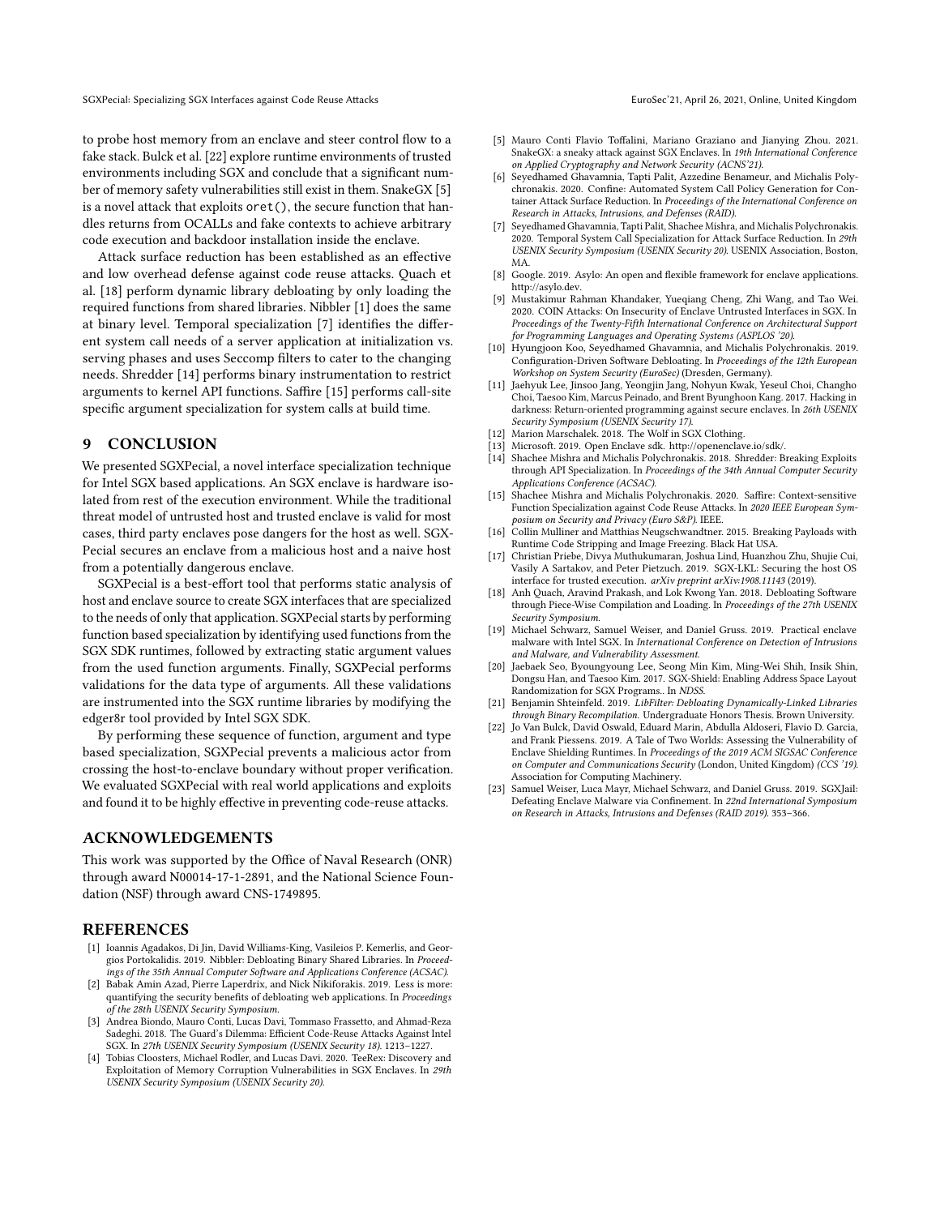to probe host memory from an enclave and steer control flow to a fake stack. Bulck et al. [22] explore runtime environments of trusted environments including SGX and conclude that a significant number of memory safety vulnerabilities still exist in them. SnakeGX [5] is a novel attack that exploits `oret()`, the secure function that handles returns from OCALLs and fake contexts to achieve arbitrary code execution and backdoor installation inside the enclave.

Attack surface reduction has been established as an effective and low overhead defense against code reuse attacks. Quach et al. [18] perform dynamic library debloating by only loading the required functions from shared libraries. Nibbler [1] does the same at binary level. Temporal specialization [7] identifies the different system call needs of a server application at initialization vs. serving phases and uses Seccomp filters to cater to the changing needs. Shredder [14] performs binary instrumentation to restrict arguments to kernel API functions. Saffire [15] performs call-site specific argument specialization for system calls at build time.

## 9 CONCLUSION

We presented SGXPecial, a novel interface specialization technique for Intel SGX based applications. An SGX enclave is hardware isolated from rest of the execution environment. While the traditional threat model of untrusted host and trusted enclave is valid for most cases, third party enclaves pose dangers for the host as well. SGXPecial secures an enclave from a malicious host and a naive host from a potentially dangerous enclave.

SGXPecial is a best-effort tool that performs static analysis of host and enclave source to create SGX interfaces that are specialized to the needs of only that application. SGXPecial starts by performing function based specialization by identifying used functions from the SGX SDK runtimes, followed by extracting static argument values from the used function arguments. Finally, SGXPecial performs validations for the data type of arguments. All these validations are instrumented into the SGX runtime libraries by modifying the edger8r tool provided by Intel SGX SDK.

By performing these sequence of function, argument and type based specialization, SGXPecial prevents a malicious actor from crossing the host-to-enclave boundary without proper verification. We evaluated SGXPecial with real world applications and exploits and found it to be highly effective in preventing code-reuse attacks.

## ACKNOWLEDGEMENTS

This work was supported by the Office of Naval Research (ONR) through award N00014-17-1-2891, and the National Science Foundation (NSF) through award CNS-1749895.

## REFERENCES

- [1] Ioannis Agadakos, Di Jin, David Williams-King, Vasileios P. Kemerlis, and Georgios Portokalidis. 2019. Nibbler: Debloating Binary Shared Libraries. In *Proceedings of the 35th Annual Computer Software and Applications Conference (ACSAC)*.
- [2] Babak Amin Azad, Pierre Laperdrix, and Nick Nikiforakis. 2019. Less is more: quantifying the security benefits of debloating web applications. In *Proceedings of the 28th USENIX Security Symposium*.
- [3] Andrea Biondo, Mauro Conti, Lucas Davi, Tommaso Frassetto, and Ahmad-Reza Sadeghi. 2018. The Guard's Dilemma: Efficient Code-Reuse Attacks Against Intel SGX. In *27th USENIX Security Symposium (USENIX Security 18)*. 1213–1227.
- [4] Tobias Cloosters, Michael Rodler, and Lucas Davi. 2020. TeeRex: Discovery and Exploitation of Memory Corruption Vulnerabilities in SGX Enclaves. In *29th USENIX Security Symposium (USENIX Security 20)*.
- [5] Mauro Conti Flavio Toffalini, Mariano Graziano and Jianying Zhou. 2021. SnakeGX: a sneaky attack against SGX Enclaves. In *19th International Conference on Applied Cryptography and Network Security (ACNS'21)*.
- [6] Seyedhamed Ghavamnia, Tapti Palit, Azzedine Benameur, and Michalis Polychronakis. 2020. Confine: Automated System Call Policy Generation for Container Attack Surface Reduction. In *Proceedings of the International Conference on Research in Attacks, Intrusions, and Defenses (RAID)*.
- [7] Seyedhamed Ghavamnia, Tapti Palit, Shachee Mishra, and Michalis Polychronakis. 2020. Temporal System Call Specialization for Attack Surface Reduction. In *29th USENIX Security Symposium (USENIX Security 20)*. USENIX Association, Boston, MA.
- [8] Google. 2019. Asylo: An open and flexible framework for enclave applications. http://asylo.dev.
- [9] Mustakimur Rahman Khandaker, Yueqiang Cheng, Zhi Wang, and Tao Wei. 2020. COIN Attacks: On Insecurity of Enclave Untrusted Interfaces in SGX. In *Proceedings of the Twenty-Fifth International Conference on Architectural Support for Programming Languages and Operating Systems (ASPLOS '20)*.
- [10] Hyungjoon Koo, Seyedhamed Ghavamnia, and Michalis Polychronakis. 2019. Configuration-Driven Software Debloating. In *Proceedings of the 12th European Workshop on System Security (EuroSec)* (Dresden, Germany).
- [11] Jaehyuk Lee, Jinsoo Jang, Yeongjin Jang, Nohyun Kwak, Yeseul Choi, Changho Choi, Taesoo Kim, Marcus Peinado, and Brent Byunghoon Kang. 2017. Hacking in darkness: Return-oriented programming against secure enclaves. In *26th USENIX Security Symposium (USENIX Security 17)*.
- [12] Marion Marschalek. 2018. The Wolf in SGX Clothing.
- [13] Microsoft. 2019. Open Enclave sdk. http://openenclave.io/sdk/.
- [14] Shachee Mishra and Michalis Polychronakis. 2018. Shredder: Breaking Exploits through API Specialization. In *Proceedings of the 34th Annual Computer Security Applications Conference (ACSAC)*.
- [15] Shachee Mishra and Michalis Polychronakis. 2020. Saffire: Context-sensitive Function Specialization against Code Reuse Attacks. In *2020 IEEE European Symposium on Security and Privacy (Euro S&P)*. IEEE.
- [16] Collin Mulliner and Matthias Neugschwandtner. 2015. Breaking Payloads with Runtime Code Stripping and Image Freezing. Black Hat USA.
- [17] Christian Priebe, Divya Muthukumaran, Joshua Lind, Huanzhou Zhu, Shujie Cui, Vasily A Sartakov, and Peter Pietzuch. 2019. SGX-LKL: Securing the host OS interface for trusted execution. *arXiv preprint arXiv:1908.11143* (2019).
- [18] Anh Quach, Aravind Prakash, and Lok Kwong Yan. 2018. Debloating Software through Piece-Wise Compilation and Loading. In *Proceedings of the 27th USENIX Security Symposium*.
- [19] Michael Schwarz, Samuel Weiser, and Daniel Gruss. 2019. Practical enclave malware with Intel SGX. In *International Conference on Detection of Intrusions and Malware, and Vulnerability Assessment*.
- [20] Jaebaek Seo, Byoungyoung Lee, Seong Min Kim, Ming-Wei Shih, Insik Shin, Dongsu Han, and Taesoo Kim. 2017. SGX-Shield: Enabling Address Space Layout Randomization for SGX Programs.. In *NDSS*.
- [21] Benjamin Shteinfeld. 2019. *LibFilter: Debloating Dynamically-Linked Libraries through Binary Recompilation*. Undergraduate Honors Thesis. Brown University.
- [22] Jo Van Bulck, David Oswald, Eduard Marin, Abdulla Aldoseri, Flavio D. Garcia, and Frank Piessens. 2019. A Tale of Two Worlds: Assessing the Vulnerability of Enclave Shielding Runtimes. In *Proceedings of the 2019 ACM SIGSAC Conference on Computer and Communications Security* (London, United Kingdom) *(CCS '19)*. Association for Computing Machinery.
- [23] Samuel Weiser, Luca Mayr, Michael Schwarz, and Daniel Gruss. 2019. SGXJail: Defeating Enclave Malware via Confinement. In *22nd International Symposium on Research in Attacks, Intrusions and Defenses (RAID 2019)*. 353–366.